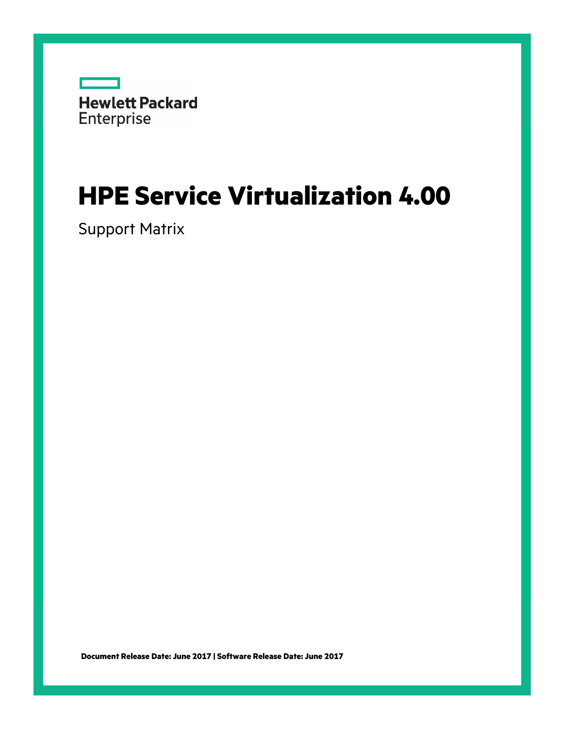Hewlett Packard Enterprise

# HPE Service Virtualization 4.00

Support Matrix

**Document Release Date: June 2017 | Software Release Date: June 2017**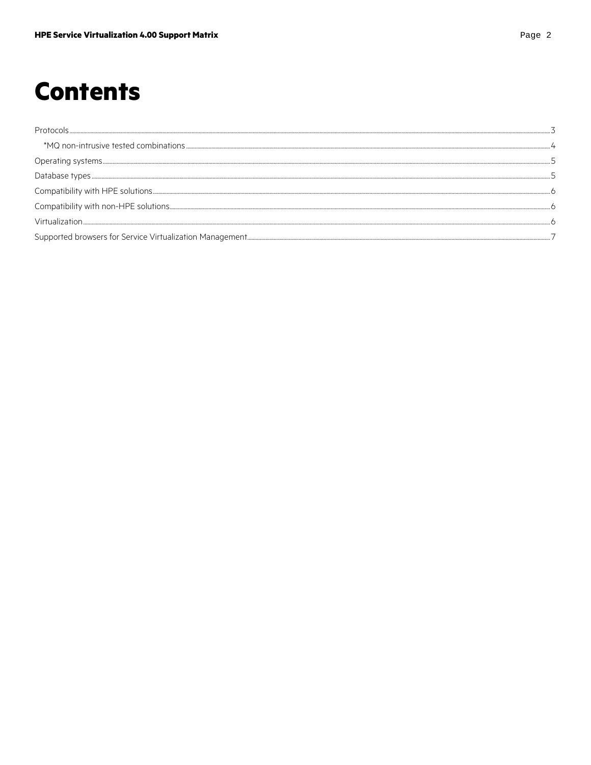# Contents

Protocols ........................................................................................................................................................ 3

*MQ non-intrusive tested combinations .................................................................................................. 4

Operating systems ......................................................................................................................................... 5

Database types ............................................................................................................................................... 5

Compatibility with HPE solutions ............................................................................................................... 6

Compatibility with non-HPE solutions ........................................................................................................ 6

Virtualization .................................................................................................................................................. 6

Supported browsers for Service Virtualization Management ................................................................ 7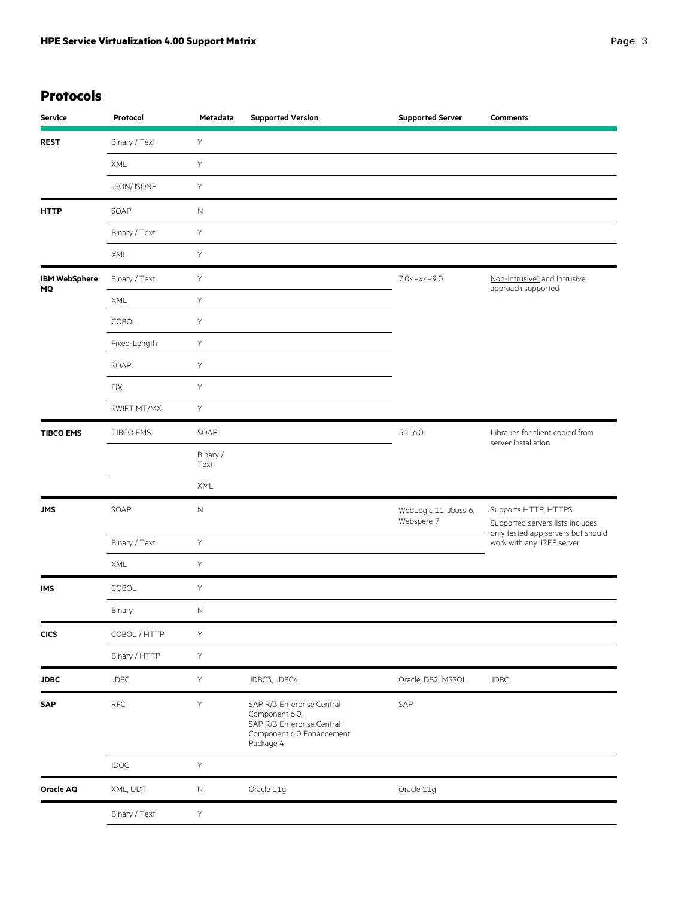## Protocols

| Service | Protocol | Metadata | Supported Version | Supported Server | Comments |
|---|---|---|---|---|---|
| **REST** | Binary / Text | Y | | | |
| | XML | Y | | | |
| | JSON/JSONP | Y | | | |
| **HTTP** | SOAP | N | | | |
| | Binary / Text | Y | | | |
| | XML | Y | | | |
| **IBM WebSphere MQ** | Binary / Text | Y | | 7.0<=x<=9.0 | Non-Intrusive* and Intrusive approach supported |
| | XML | Y | | | |
| | COBOL | Y | | | |
| | Fixed-Length | Y | | | |
| | SOAP | Y | | | |
| | FIX | Y | | | |
| | SWIFT MT/MX | Y | | | |
| **TIBCO EMS** | TIBCO EMS | SOAP | | 5.1, 6.0 | Libraries for client copied from server installation |
| | | Binary / Text | | | |
| | | XML | | | |
| **JMS** | SOAP | N | | WebLogic 11, Jboss 6, Webspere 7 | Supports HTTP, HTTPS Supported servers lists includes only tested app servers but should work with any J2EE server |
| | Binary / Text | Y | | | |
| | XML | Y | | | |
| **IMS** | COBOL | Y | | | |
| | Binary | N | | | |
| **CICS** | COBOL / HTTP | Y | | | |
| | Binary / HTTP | Y | | | |
| **JDBC** | JDBC | Y | JDBC3, JDBC4 | Oracle, DB2, MSSQL | JDBC |
| **SAP** | RFC | Y | SAP R/3 Enterprise Central Component 6.0, SAP R/3 Enterprise Central Component 6.0 Enhancement Package 4 | SAP | |
| | IDOC | Y | | | |
| **Oracle AQ** | XML, UDT | N | Oracle 11g | Oracle 11g | |
| | Binary / Text | Y | | | |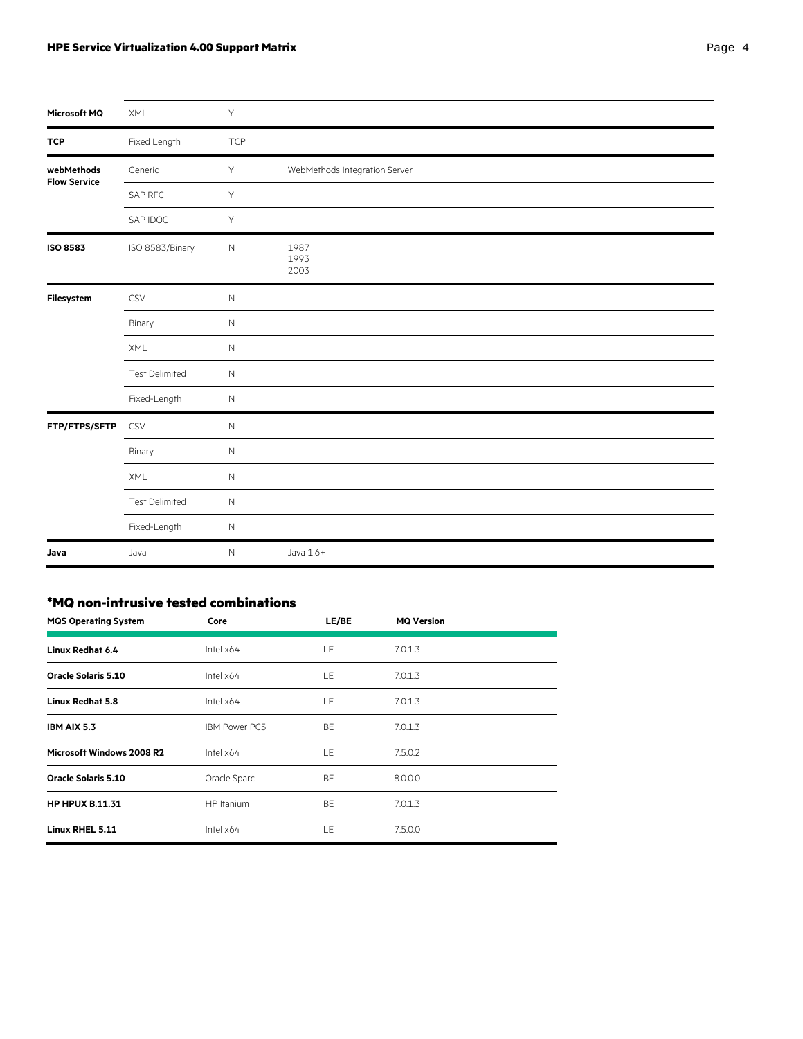| | | | |
|---|---|---|---|
| **Microsoft MQ** | XML | Y | |
| **TCP** | Fixed Length | TCP | |
| **webMethods Flow Service** | Generic | Y | WebMethods Integration Server |
| | SAP RFC | Y | |
| | SAP IDOC | Y | |
| **ISO 8583** | ISO 8583/Binary | N | 1987<br>1993<br>2003 |
| **Filesystem** | CSV | N | |
| | Binary | N | |
| | XML | N | |
| | Test Delimited | N | |
| | Fixed-Length | N | |
| **FTP/FTPS/SFTP** | CSV | N | |
| | Binary | N | |
| | XML | N | |
| | Test Delimited | N | |
| | Fixed-Length | N | |
| **Java** | Java | N | Java 1.6+ |

## *MQ non-intrusive tested combinations

| MQS Operating System | Core | LE/BE | MQ Version |
|---|---|---|---|
| **Linux Redhat 6.4** | Intel x64 | LE | 7.0.1.3 |
| **Oracle Solaris 5.10** | Intel x64 | LE | 7.0.1.3 |
| **Linux Redhat 5.8** | Intel x64 | LE | 7.0.1.3 |
| **IBM AIX 5.3** | IBM Power PC5 | BE | 7.0.1.3 |
| **Microsoft Windows 2008 R2** | Intel x64 | LE | 7.5.0.2 |
| **Oracle Solaris 5.10** | Oracle Sparc | BE | 8.0.0.0 |
| **HP HPUX B.11.31** | HP Itanium | BE | 7.0.1.3 |
| **Linux RHEL 5.11** | Intel x64 | LE | 7.5.0.0 |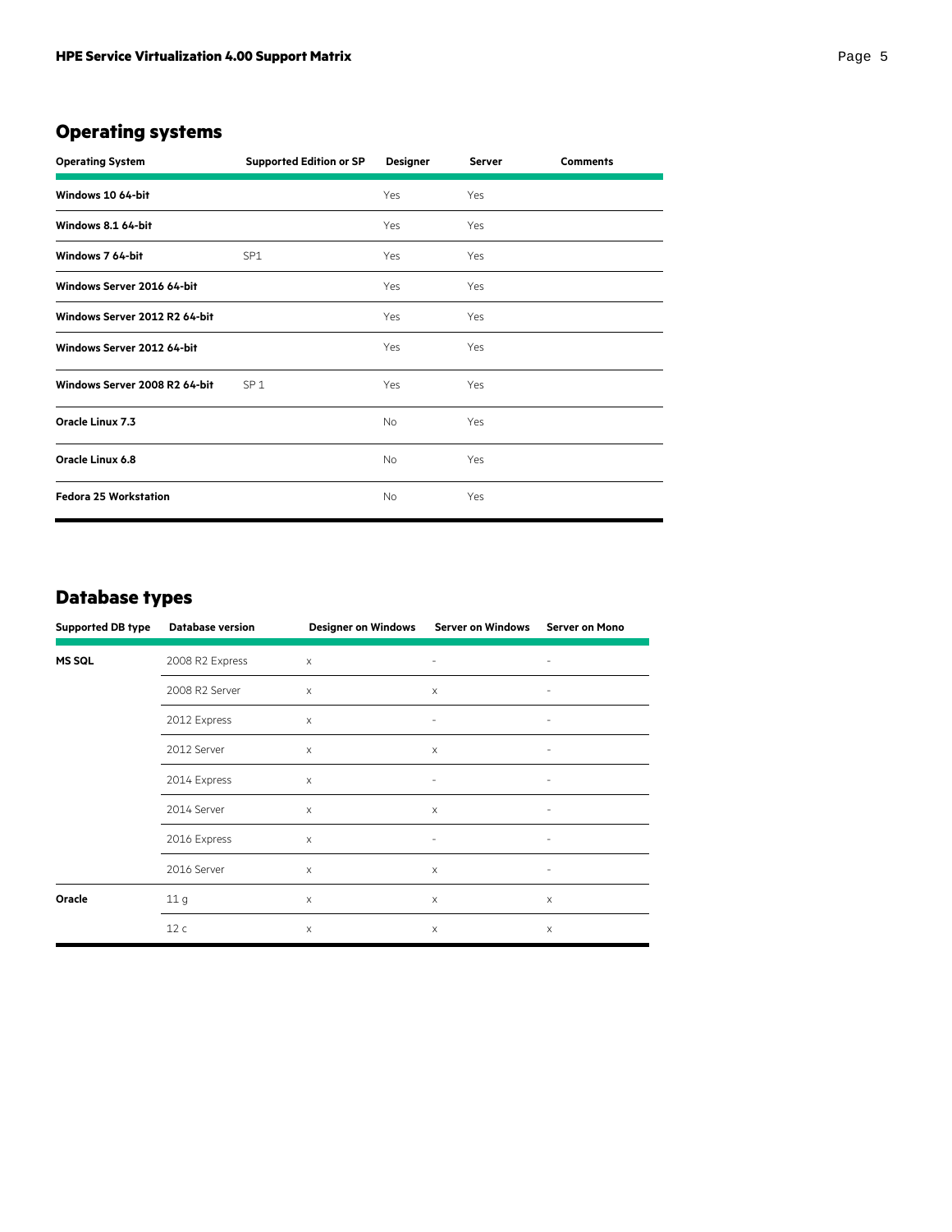## Operating systems

| Operating System | Supported Edition or SP | Designer | Server | Comments |
|---|---|---|---|---|
| **Windows 10 64-bit** | | Yes | Yes | |
| **Windows 8.1 64-bit** | | Yes | Yes | |
| **Windows 7 64-bit** | SP1 | Yes | Yes | |
| **Windows Server 2016 64-bit** | | Yes | Yes | |
| **Windows Server 2012 R2 64-bit** | | Yes | Yes | |
| **Windows Server 2012 64-bit** | | Yes | Yes | |
| **Windows Server 2008 R2 64-bit** | SP 1 | Yes | Yes | |
| **Oracle Linux 7.3** | | No | Yes | |
| **Oracle Linux 6.8** | | No | Yes | |
| **Fedora 25 Workstation** | | No | Yes | |

## Database types

| Supported DB type | Database version | Designer on Windows | Server on Windows | Server on Mono |
|---|---|---|---|---|
| **MS SQL** | 2008 R2 Express | x | - | - |
| | 2008 R2 Server | x | x | - |
| | 2012 Express | x | - | - |
| | 2012 Server | x | x | - |
| | 2014 Express | x | - | - |
| | 2014 Server | x | x | - |
| | 2016 Express | x | - | - |
| | 2016 Server | x | x | - |
| **Oracle** | 11 g | x | x | x |
| | 12 c | x | x | x |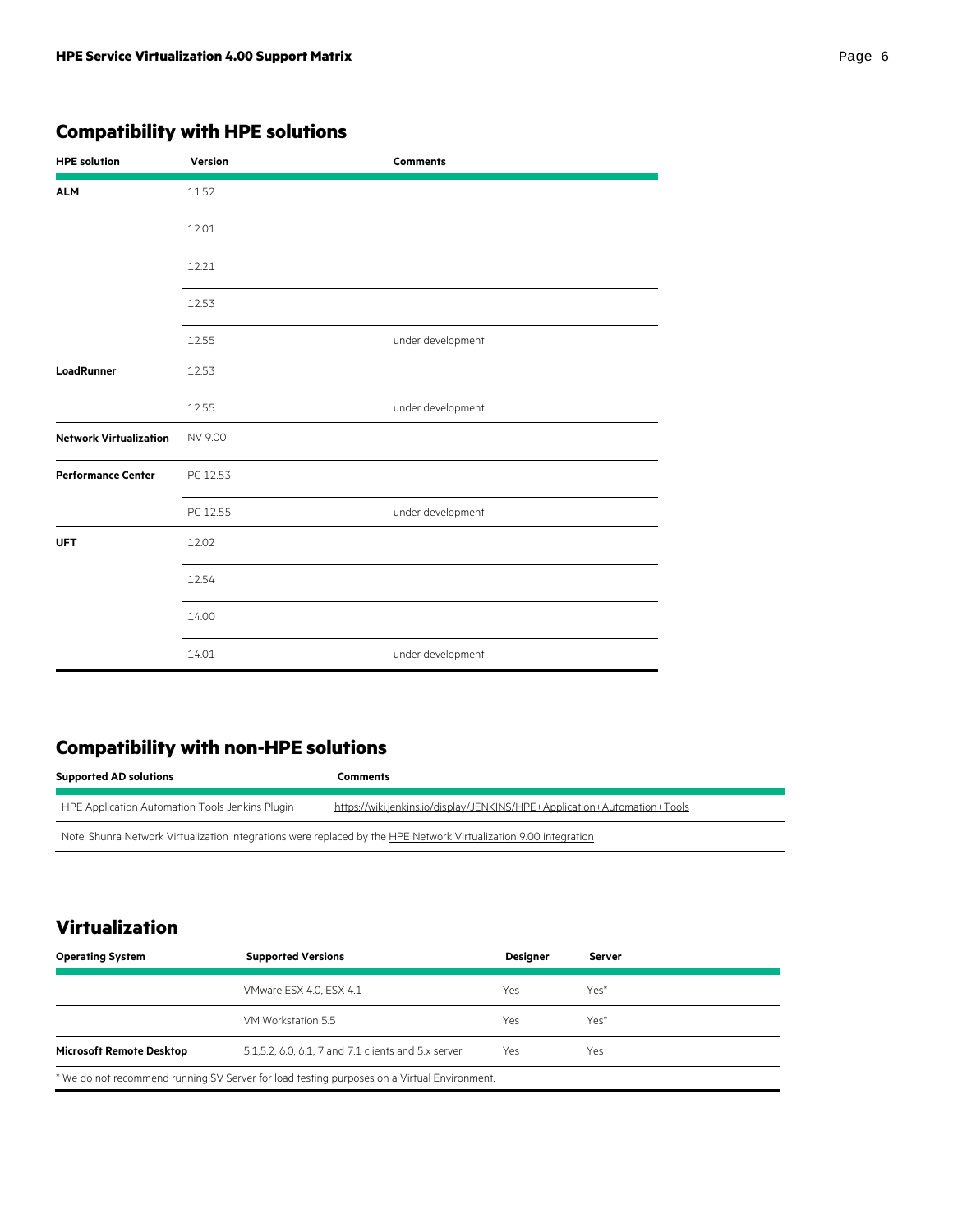## Compatibility with HPE solutions

| HPE solution | Version | Comments |
| --- | --- | --- |
| **ALM** | 11.52 | |
| | 12.01 | |
| | 12.21 | |
| | 12.53 | |
| | 12.55 | under development |
| **LoadRunner** | 12.53 | |
| | 12.55 | under development |
| **Network Virtualization** | NV 9.00 | |
| **Performance Center** | PC 12.53 | |
| | PC 12.55 | under development |
| **UFT** | 12.02 | |
| | 12.54 | |
| | 14.00 | |
| | 14.01 | under development |

## Compatibility with non-HPE solutions

| Supported AD solutions | Comments |
| --- | --- |
| HPE Application Automation Tools Jenkins Plugin | https://wiki.jenkins.io/display/JENKINS/HPE+Application+Automation+Tools |
| Note: Shunra Network Virtualization integrations were replaced by the HPE Network Virtualization 9.00 integration | |

## Virtualization

| Operating System | Supported Versions | Designer | Server |
| --- | --- | --- | --- |
| | VMware ESX 4.0, ESX 4.1 | Yes | Yes* |
| | VM Workstation 5.5 | Yes | Yes* |
| **Microsoft Remote Desktop** | 5.1,5.2, 6.0, 6.1, 7 and 7.1 clients and 5.x server | Yes | Yes |

\* We do not recommend running SV Server for load testing purposes on a Virtual Environment.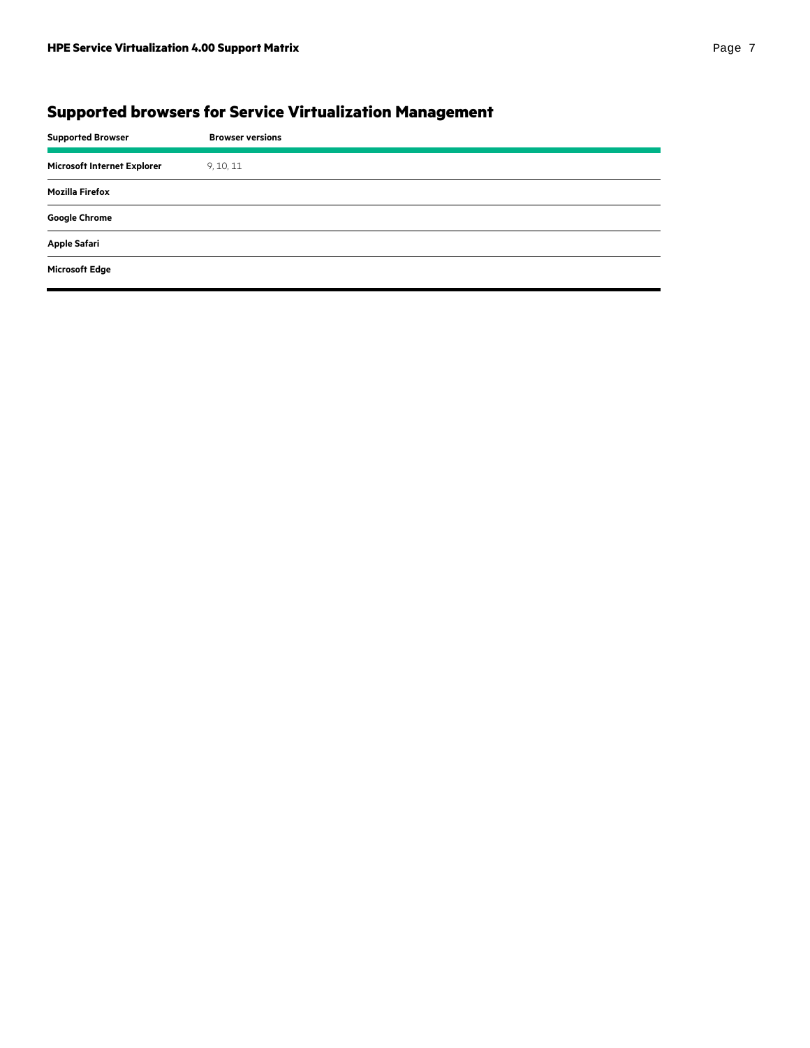## Supported browsers for Service Virtualization Management

| Supported Browser | Browser versions |
| --- | --- |
| **Microsoft Internet Explorer** | 9, 10, 11 |
| **Mozilla Firefox** | |
| **Google Chrome** | |
| **Apple Safari** | |
| **Microsoft Edge** | |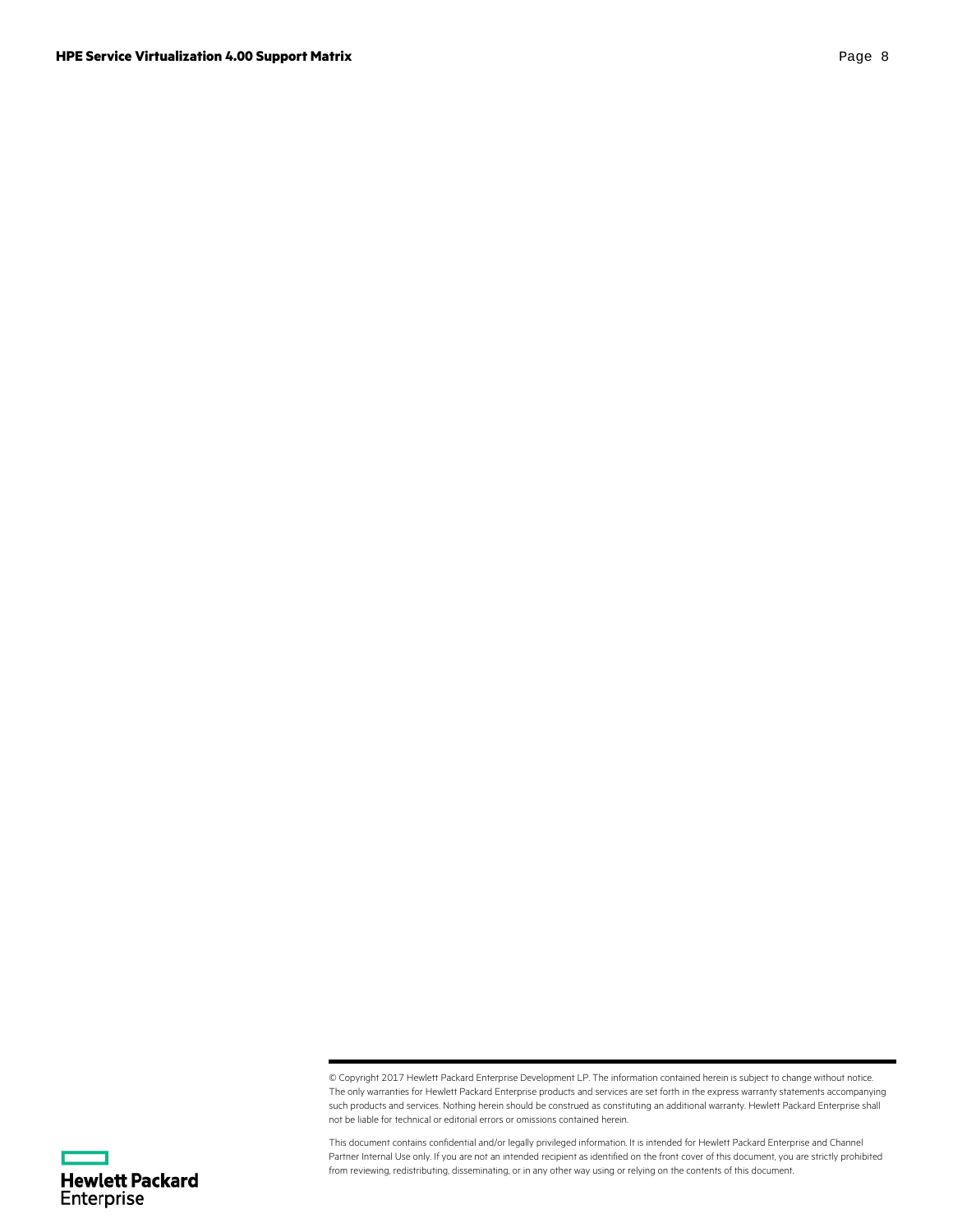© Copyright 2017 Hewlett Packard Enterprise Development LP. The information contained herein is subject to change without notice. The only warranties for Hewlett Packard Enterprise products and services are set forth in the express warranty statements accompanying such products and services. Nothing herein should be construed as constituting an additional warranty. Hewlett Packard Enterprise shall not be liable for technical or editorial errors or omissions contained herein.

This document contains confidential and/or legally privileged information. It is intended for Hewlett Packard Enterprise and Channel Partner Internal Use only. If you are not an intended recipient as identified on the front cover of this document, you are strictly prohibited from reviewing, redistributing, disseminating, or in any other way using or relying on the contents of this document.

**Hewlett Packard**
Enterprise